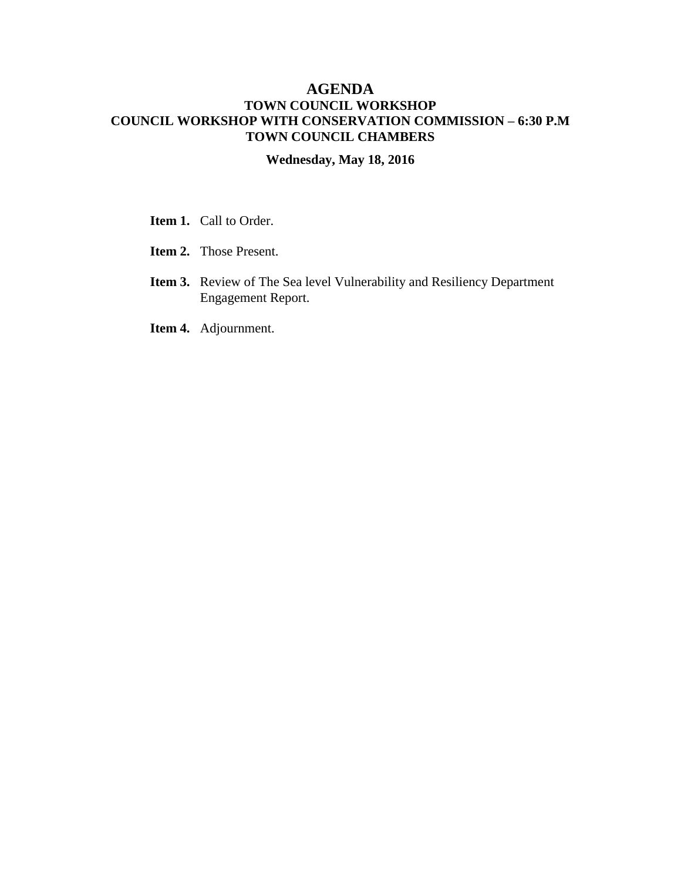# AGENDA

## TOWN COUNCIL WORKSHOP

## COUNCIL WORKSHOP WITH CONSERVATION COMMISSION – 6:30 P.M

## TOWN COUNCIL CHAMBERS

**Wednesday, May 18, 2016**

**Item 1.** Call to Order.

**Item 2.** Those Present.

**Item 3.** Review of The Sea level Vulnerability and Resiliency Department Engagement Report.

**Item 4.** Adjournment.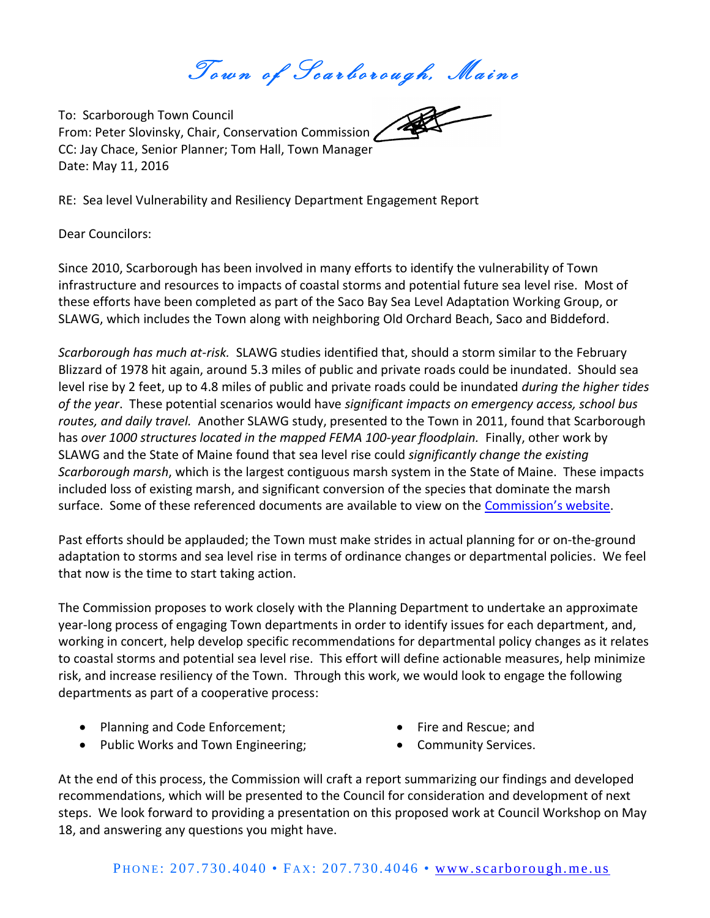# *Town of Scarborough, Maine*

To: Scarborough Town Council
From: Peter Slovinsky, Chair, Conservation Commission
CC: Jay Chace, Senior Planner; Tom Hall, Town Manager
Date: May 11, 2016

RE: Sea level Vulnerability and Resiliency Department Engagement Report

Dear Councilors:

Since 2010, Scarborough has been involved in many efforts to identify the vulnerability of Town infrastructure and resources to impacts of coastal storms and potential future sea level rise. Most of these efforts have been completed as part of the Saco Bay Sea Level Adaptation Working Group, or SLAWG, which includes the Town along with neighboring Old Orchard Beach, Saco and Biddeford.

*Scarborough has much at-risk.* SLAWG studies identified that, should a storm similar to the February Blizzard of 1978 hit again, around 5.3 miles of public and private roads could be inundated. Should sea level rise by 2 feet, up to 4.8 miles of public and private roads could be inundated *during the higher tides of the year*. These potential scenarios would have *significant impacts on emergency access, school bus routes, and daily travel.* Another SLAWG study, presented to the Town in 2011, found that Scarborough has *over 1000 structures located in the mapped FEMA 100-year floodplain.* Finally, other work by SLAWG and the State of Maine found that sea level rise could *significantly change the existing Scarborough marsh*, which is the largest contiguous marsh system in the State of Maine. These impacts included loss of existing marsh, and significant conversion of the species that dominate the marsh surface. Some of these referenced documents are available to view on the Commission's website.

Past efforts should be applauded; the Town must make strides in actual planning for or on-the-ground adaptation to storms and sea level rise in terms of ordinance changes or departmental policies. We feel that now is the time to start taking action.

The Commission proposes to work closely with the Planning Department to undertake an approximate year-long process of engaging Town departments in order to identify issues for each department, and, working in concert, help develop specific recommendations for departmental policy changes as it relates to coastal storms and potential sea level rise. This effort will define actionable measures, help minimize risk, and increase resiliency of the Town. Through this work, we would look to engage the following departments as part of a cooperative process:

- Planning and Code Enforcement;
- Public Works and Town Engineering;
- Fire and Rescue; and
- Community Services.

At the end of this process, the Commission will craft a report summarizing our findings and developed recommendations, which will be presented to the Council for consideration and development of next steps. We look forward to providing a presentation on this proposed work at Council Workshop on May 18, and answering any questions you might have.

PHONE: 207.730.4040 • FAX: 207.730.4046 • www.scarborough.me.us